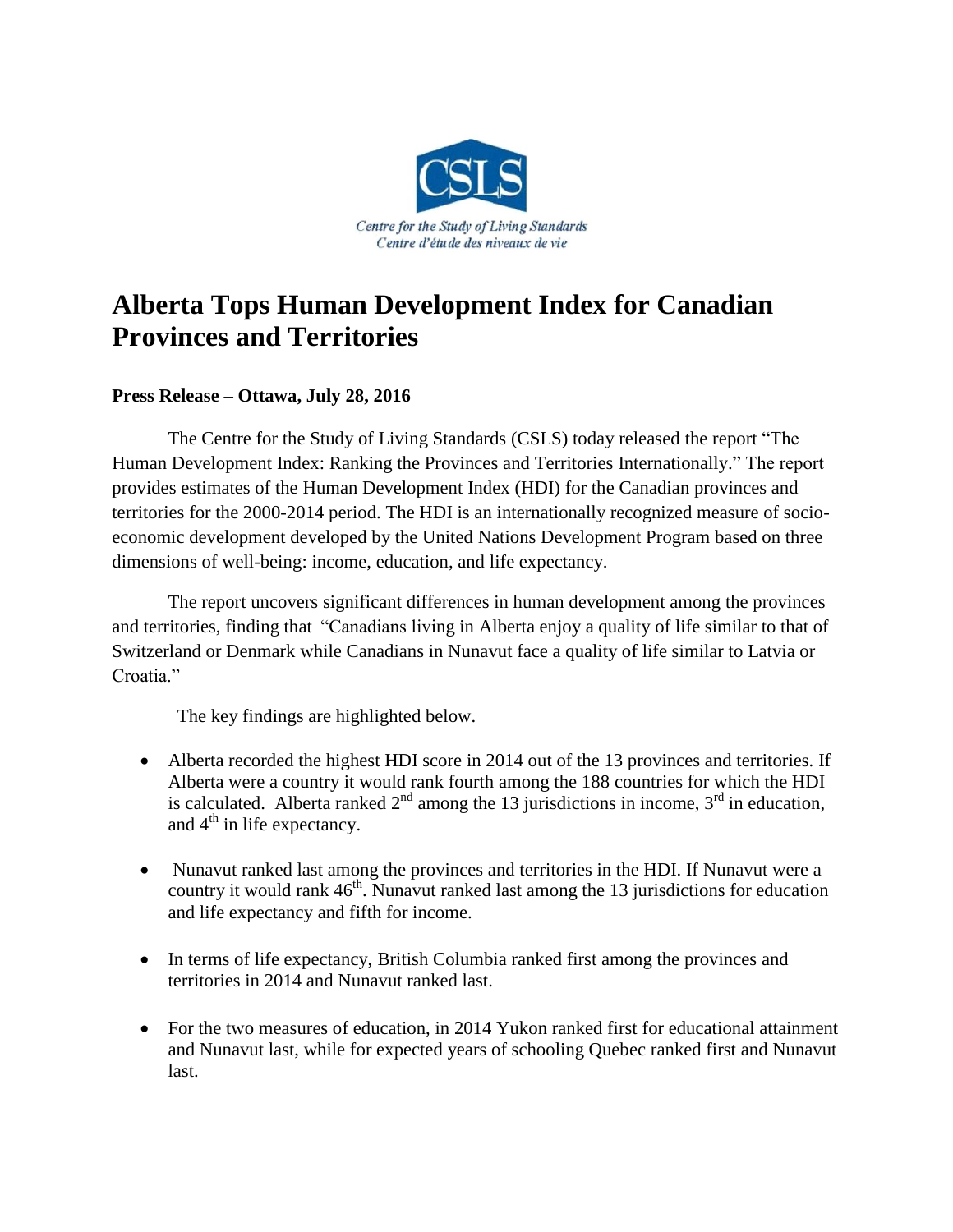CSLS

*Centre for the Study of Living Standards*
*Centre d'étude des niveaux de vie*

# Alberta Tops Human Development Index for Canadian Provinces and Territories

**Press Release – Ottawa, July 28, 2016**

The Centre for the Study of Living Standards (CSLS) today released the report "The Human Development Index: Ranking the Provinces and Territories Internationally." The report provides estimates of the Human Development Index (HDI) for the Canadian provinces and territories for the 2000-2014 period. The HDI is an internationally recognized measure of socio-economic development developed by the United Nations Development Program based on three dimensions of well-being: income, education, and life expectancy.

The report uncovers significant differences in human development among the provinces and territories, finding that "Canadians living in Alberta enjoy a quality of life similar to that of Switzerland or Denmark while Canadians in Nunavut face a quality of life similar to Latvia or Croatia."

The key findings are highlighted below.

- Alberta recorded the highest HDI score in 2014 out of the 13 provinces and territories. If Alberta were a country it would rank fourth among the 188 countries for which the HDI is calculated. Alberta ranked 2nd among the 13 jurisdictions in income, 3rd in education, and 4th in life expectancy.
- Nunavut ranked last among the provinces and territories in the HDI. If Nunavut were a country it would rank 46th. Nunavut ranked last among the 13 jurisdictions for education and life expectancy and fifth for income.
- In terms of life expectancy, British Columbia ranked first among the provinces and territories in 2014 and Nunavut ranked last.
- For the two measures of education, in 2014 Yukon ranked first for educational attainment and Nunavut last, while for expected years of schooling Quebec ranked first and Nunavut last.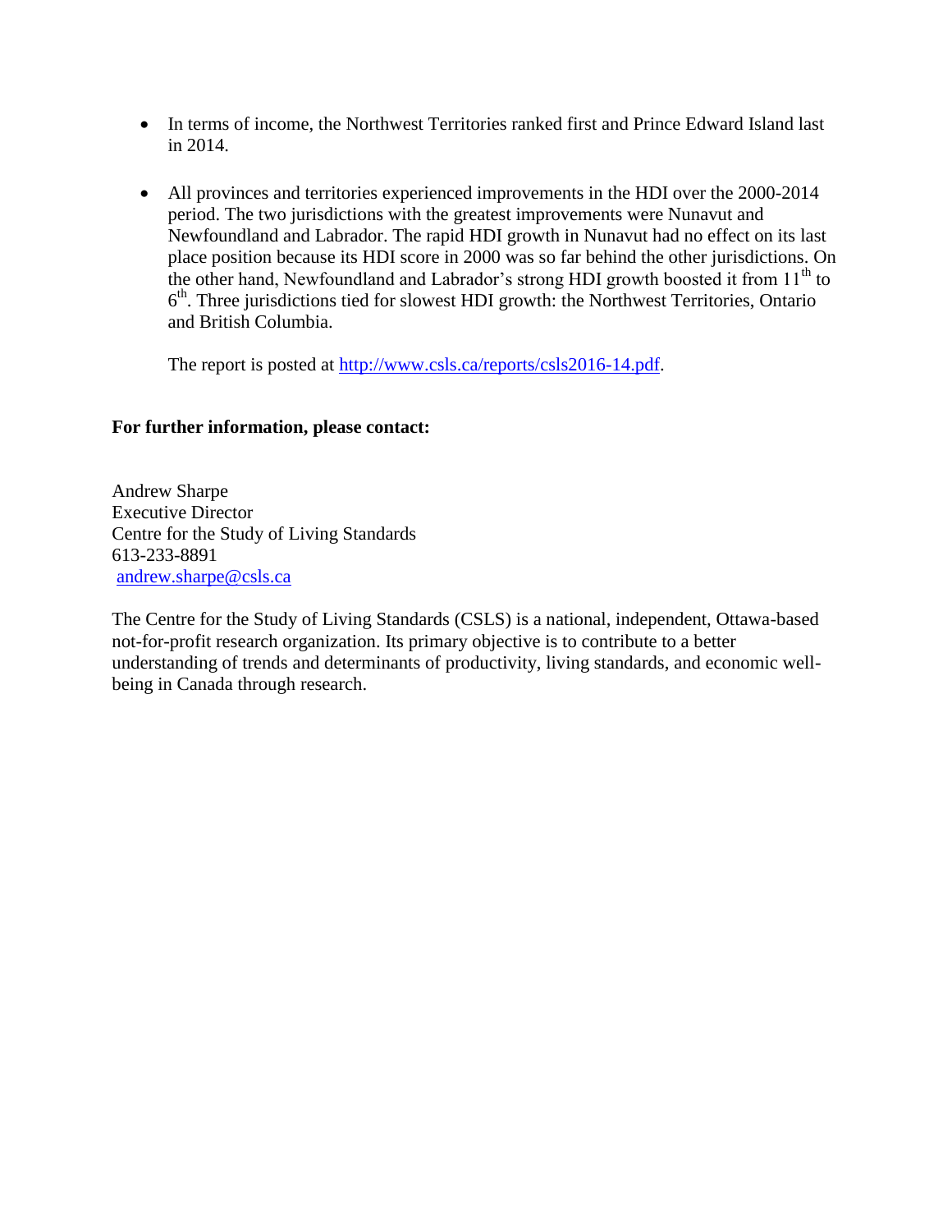- In terms of income, the Northwest Territories ranked first and Prince Edward Island last in 2014.

- All provinces and territories experienced improvements in the HDI over the 2000-2014 period. The two jurisdictions with the greatest improvements were Nunavut and Newfoundland and Labrador. The rapid HDI growth in Nunavut had no effect on its last place position because its HDI score in 2000 was so far behind the other jurisdictions. On the other hand, Newfoundland and Labrador's strong HDI growth boosted it from 11th to 6th. Three jurisdictions tied for slowest HDI growth: the Northwest Territories, Ontario and British Columbia.

  The report is posted at http://www.csls.ca/reports/csls2016-14.pdf.

**For further information, please contact:**

Andrew Sharpe
Executive Director
Centre for the Study of Living Standards
613-233-8891
andrew.sharpe@csls.ca

The Centre for the Study of Living Standards (CSLS) is a national, independent, Ottawa-based not-for-profit research organization. Its primary objective is to contribute to a better understanding of trends and determinants of productivity, living standards, and economic well-being in Canada through research.